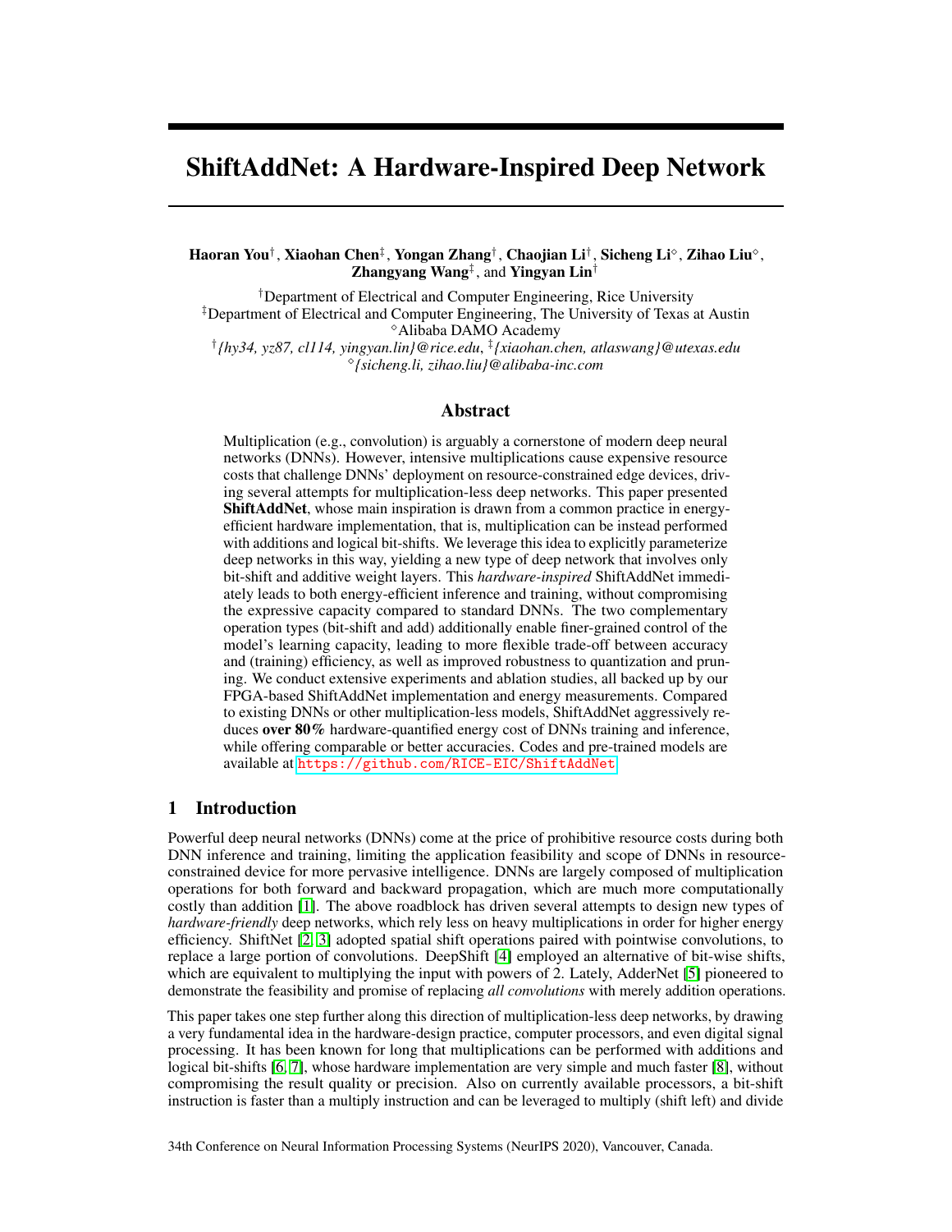# ShiftAddNet: A Hardware-Inspired Deep Network

**Haoran You**[†], **Xiaohan Chen**[‡], **Yongan Zhang**[†], **Chaojian Li**[†], **Sicheng Li**[◇], **Zihao Liu**[◇], **Zhangyang Wang**[‡], and **Yingyan Lin**[†]

[†]Department of Electrical and Computer Engineering, Rice University
[‡]Department of Electrical and Computer Engineering, The University of Texas at Austin
[◇]Alibaba DAMO Academy
[†]*{hy34, yz87, cl114, yingyan.lin}@rice.edu*, [‡]*{xiaohan.chen, atlaswang}@utexas.edu*
[◇]*{sicheng.li, zihao.liu}@alibaba-inc.com*

## Abstract

Multiplication (e.g., convolution) is arguably a cornerstone of modern deep neural networks (DNNs). However, intensive multiplications cause expensive resource costs that challenge DNNs' deployment on resource-constrained edge devices, driving several attempts for multiplication-less deep networks. This paper presented **ShiftAddNet**, whose main inspiration is drawn from a common practice in energy-efficient hardware implementation, that is, multiplication can be instead performed with additions and logical bit-shifts. We leverage this idea to explicitly parameterize deep networks in this way, yielding a new type of deep network that involves only bit-shift and additive weight layers. This *hardware-inspired* ShiftAddNet immediately leads to both energy-efficient inference and training, without compromising the expressive capacity compared to standard DNNs. The two complementary operation types (bit-shift and add) additionally enable finer-grained control of the model's learning capacity, leading to more flexible trade-off between accuracy and (training) efficiency, as well as improved robustness to quantization and pruning. We conduct extensive experiments and ablation studies, all backed up by our FPGA-based ShiftAddNet implementation and energy measurements. Compared to existing DNNs or other multiplication-less models, ShiftAddNet aggressively reduces **over 80%** hardware-quantified energy cost of DNNs training and inference, while offering comparable or better accuracies. Codes and pre-trained models are available at https://github.com/RICE-EIC/ShiftAddNet.

## 1 Introduction

Powerful deep neural networks (DNNs) come at the price of prohibitive resource costs during both DNN inference and training, limiting the application feasibility and scope of DNNs in resource-constrained device for more pervasive intelligence. DNNs are largely composed of multiplication operations for both forward and backward propagation, which are much more computationally costly than addition [1]. The above roadblock has driven several attempts to design new types of *hardware-friendly* deep networks, which rely less on heavy multiplications in order for higher energy efficiency. ShiftNet [2, 3] adopted spatial shift operations paired with pointwise convolutions, to replace a large portion of convolutions. DeepShift [4] employed an alternative of bit-wise shifts, which are equivalent to multiplying the input with powers of 2. Lately, AdderNet [5] pioneered to demonstrate the feasibility and promise of replacing *all convolutions* with merely addition operations.

This paper takes one step further along this direction of multiplication-less deep networks, by drawing a very fundamental idea in the hardware-design practice, computer processors, and even digital signal processing. It has been known for long that multiplications can be performed with additions and logical bit-shifts [6, 7], whose hardware implementation are very simple and much faster [8], without compromising the result quality or precision. Also on currently available processors, a bit-shift instruction is faster than a multiply instruction and can be leveraged to multiply (shift left) and divide

34th Conference on Neural Information Processing Systems (NeurIPS 2020), Vancouver, Canada.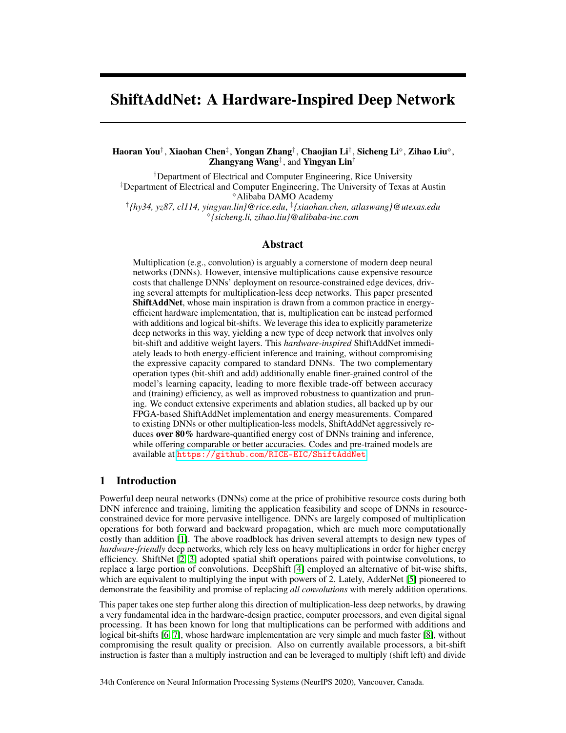# ShiftAddNet: A Hardware-Inspired Deep Network

**Haoran You**[†], **Xiaohan Chen**[‡], **Yongan Zhang**[†], **Chaojian Li**[†], **Sicheng Li**[⋄], **Zihao Liu**[⋄], **Zhangyang Wang**[‡], and **Yingyan Lin**[†]

[†]Department of Electrical and Computer Engineering, Rice University
[‡]Department of Electrical and Computer Engineering, The University of Texas at Austin
[⋄]Alibaba DAMO Academy
[†]*{hy34, yz87, cl114, yingyan.lin}@rice.edu*, [‡]*{xiaohan.chen, atlaswang}@utexas.edu*
[⋄]*{sicheng.li, zihao.liu}@alibaba-inc.com*

## Abstract

Multiplication (e.g., convolution) is arguably a cornerstone of modern deep neural networks (DNNs). However, intensive multiplications cause expensive resource costs that challenge DNNs' deployment on resource-constrained edge devices, driving several attempts for multiplication-less deep networks. This paper presented **ShiftAddNet**, whose main inspiration is drawn from a common practice in energy-efficient hardware implementation, that is, multiplication can be instead performed with additions and logical bit-shifts. We leverage this idea to explicitly parameterize deep networks in this way, yielding a new type of deep network that involves only bit-shift and additive weight layers. This *hardware-inspired* ShiftAddNet immediately leads to both energy-efficient inference and training, without compromising the expressive capacity compared to standard DNNs. The two complementary operation types (bit-shift and add) additionally enable finer-grained control of the model's learning capacity, leading to more flexible trade-off between accuracy and (training) efficiency, as well as improved robustness to quantization and pruning. We conduct extensive experiments and ablation studies, all backed up by our FPGA-based ShiftAddNet implementation and energy measurements. Compared to existing DNNs or other multiplication-less models, ShiftAddNet aggressively reduces **over 80%** hardware-quantified energy cost of DNNs training and inference, while offering comparable or better accuracies. Codes and pre-trained models are available at https://github.com/RICE-EIC/ShiftAddNet.

## 1 Introduction

Powerful deep neural networks (DNNs) come at the price of prohibitive resource costs during both DNN inference and training, limiting the application feasibility and scope of DNNs in resource-constrained device for more pervasive intelligence. DNNs are largely composed of multiplication operations for both forward and backward propagation, which are much more computationally costly than addition [1]. The above roadblock has driven several attempts to design new types of *hardware-friendly* deep networks, which rely less on heavy multiplications in order for higher energy efficiency. ShiftNet [2, 3] adopted spatial shift operations paired with pointwise convolutions, to replace a large portion of convolutions. DeepShift [4] employed an alternative of bit-wise shifts, which are equivalent to multiplying the input with powers of 2. Lately, AdderNet [5] pioneered to demonstrate the feasibility and promise of replacing *all convolutions* with merely addition operations.

This paper takes one step further along this direction of multiplication-less deep networks, by drawing a very fundamental idea in the hardware-design practice, computer processors, and even digital signal processing. It has been known for long that multiplications can be performed with additions and logical bit-shifts [6, 7], whose hardware implementation are very simple and much faster [8], without compromising the result quality or precision. Also on currently available processors, a bit-shift instruction is faster than a multiply instruction and can be leveraged to multiply (shift left) and divide

34th Conference on Neural Information Processing Systems (NeurIPS 2020), Vancouver, Canada.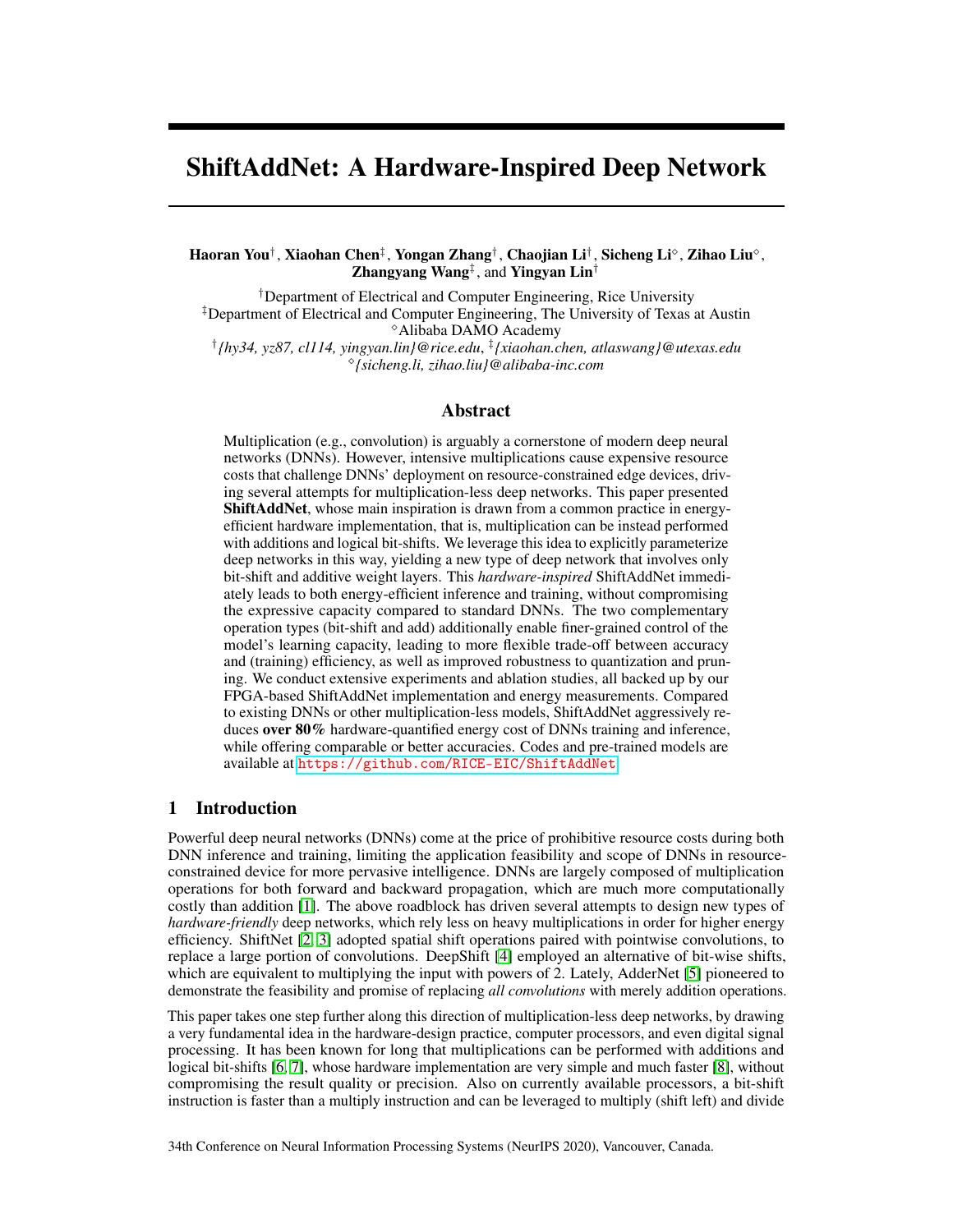# ShiftAddNet: A Hardware-Inspired Deep Network

**Haoran You**[†], **Xiaohan Chen**[‡], **Yongan Zhang**[†], **Chaojian Li**[†], **Sicheng Li**[⋄], **Zihao Liu**[⋄], **Zhangyang Wang**[‡], and **Yingyan Lin**[†]

[†]Department of Electrical and Computer Engineering, Rice University
[‡]Department of Electrical and Computer Engineering, The University of Texas at Austin
[⋄]Alibaba DAMO Academy
[†]*{hy34, yz87, cl114, yingyan.lin}@rice.edu*, [‡]*{xiaohan.chen, atlaswang}@utexas.edu*
[⋄]*{sicheng.li, zihao.liu}@alibaba-inc.com*

## Abstract

Multiplication (e.g., convolution) is arguably a cornerstone of modern deep neural networks (DNNs). However, intensive multiplications cause expensive resource costs that challenge DNNs' deployment on resource-constrained edge devices, driving several attempts for multiplication-less deep networks. This paper presented **ShiftAddNet**, whose main inspiration is drawn from a common practice in energy-efficient hardware implementation, that is, multiplication can be instead performed with additions and logical bit-shifts. We leverage this idea to explicitly parameterize deep networks in this way, yielding a new type of deep network that involves only bit-shift and additive weight layers. This *hardware-inspired* ShiftAddNet immediately leads to both energy-efficient inference and training, without compromising the expressive capacity compared to standard DNNs. The two complementary operation types (bit-shift and add) additionally enable finer-grained control of the model's learning capacity, leading to more flexible trade-off between accuracy and (training) efficiency, as well as improved robustness to quantization and pruning. We conduct extensive experiments and ablation studies, all backed up by our FPGA-based ShiftAddNet implementation and energy measurements. Compared to existing DNNs or other multiplication-less models, ShiftAddNet aggressively reduces **over 80%** hardware-quantified energy cost of DNNs training and inference, while offering comparable or better accuracies. Codes and pre-trained models are available at https://github.com/RICE-EIC/ShiftAddNet.

## 1 Introduction

Powerful deep neural networks (DNNs) come at the price of prohibitive resource costs during both DNN inference and training, limiting the application feasibility and scope of DNNs in resource-constrained device for more pervasive intelligence. DNNs are largely composed of multiplication operations for both forward and backward propagation, which are much more computationally costly than addition [1]. The above roadblock has driven several attempts to design new types of *hardware-friendly* deep networks, which rely less on heavy multiplications in order for higher energy efficiency. ShiftNet [2, 3] adopted spatial shift operations paired with pointwise convolutions, to replace a large portion of convolutions. DeepShift [4] employed an alternative of bit-wise shifts, which are equivalent to multiplying the input with powers of 2. Lately, AdderNet [5] pioneered to demonstrate the feasibility and promise of replacing *all convolutions* with merely addition operations.

This paper takes one step further along this direction of multiplication-less deep networks, by drawing a very fundamental idea in the hardware-design practice, computer processors, and even digital signal processing. It has been known for long that multiplications can be performed with additions and logical bit-shifts [6, 7], whose hardware implementation are very simple and much faster [8], without compromising the result quality or precision. Also on currently available processors, a bit-shift instruction is faster than a multiply instruction and can be leveraged to multiply (shift left) and divide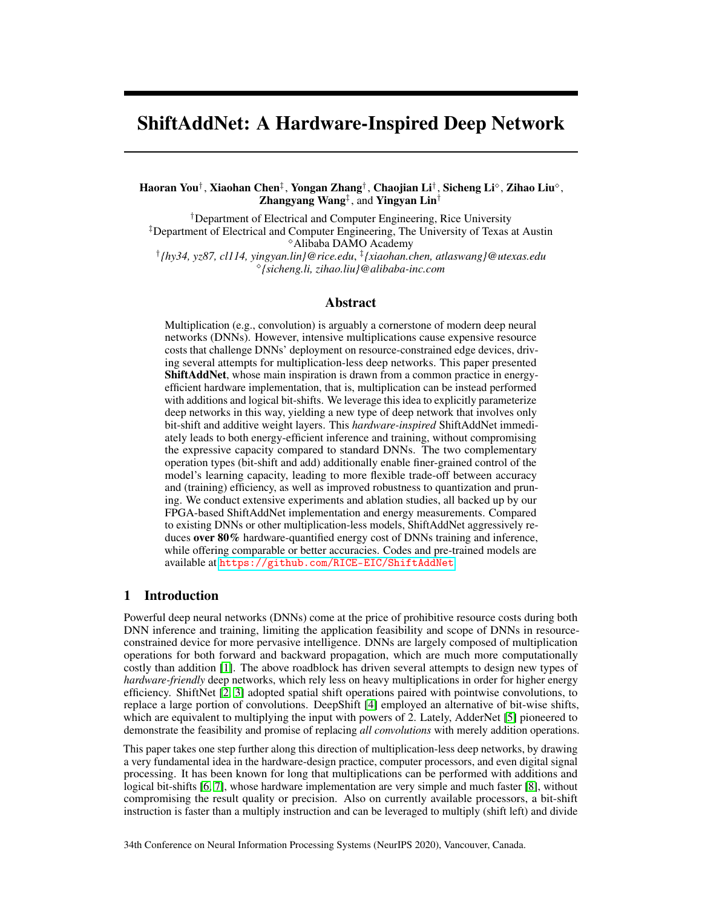# ShiftAddNet: A Hardware-Inspired Deep Network

**Haoran You**[†], **Xiaohan Chen**[‡], **Yongan Zhang**[†], **Chaojian Li**[†], **Sicheng Li**[⋄], **Zihao Liu**[⋄], **Zhangyang Wang**[‡], and **Yingyan Lin**[†]

[†]Department of Electrical and Computer Engineering, Rice University
[‡]Department of Electrical and Computer Engineering, The University of Texas at Austin
[⋄]Alibaba DAMO Academy
[†]*{hy34, yz87, cl114, yingyan.lin}@rice.edu*, [‡]*{xiaohan.chen, atlaswang}@utexas.edu*
[⋄]*{sicheng.li, zihao.liu}@alibaba-inc.com*

## Abstract

Multiplication (e.g., convolution) is arguably a cornerstone of modern deep neural networks (DNNs). However, intensive multiplications cause expensive resource costs that challenge DNNs' deployment on resource-constrained edge devices, driving several attempts for multiplication-less deep networks. This paper presented **ShiftAddNet**, whose main inspiration is drawn from a common practice in energy-efficient hardware implementation, that is, multiplication can be instead performed with additions and logical bit-shifts. We leverage this idea to explicitly parameterize deep networks in this way, yielding a new type of deep network that involves only bit-shift and additive weight layers. This *hardware-inspired* ShiftAddNet immediately leads to both energy-efficient inference and training, without compromising the expressive capacity compared to standard DNNs. The two complementary operation types (bit-shift and add) additionally enable finer-grained control of the model's learning capacity, leading to more flexible trade-off between accuracy and (training) efficiency, as well as improved robustness to quantization and pruning. We conduct extensive experiments and ablation studies, all backed up by our FPGA-based ShiftAddNet implementation and energy measurements. Compared to existing DNNs or other multiplication-less models, ShiftAddNet aggressively reduces **over 80%** hardware-quantified energy cost of DNNs training and inference, while offering comparable or better accuracies. Codes and pre-trained models are available at https://github.com/RICE-EIC/ShiftAddNet.

## 1 Introduction

Powerful deep neural networks (DNNs) come at the price of prohibitive resource costs during both DNN inference and training, limiting the application feasibility and scope of DNNs in resource-constrained device for more pervasive intelligence. DNNs are largely composed of multiplication operations for both forward and backward propagation, which are much more computationally costly than addition [1]. The above roadblock has driven several attempts to design new types of *hardware-friendly* deep networks, which rely less on heavy multiplications in order for higher energy efficiency. ShiftNet [2, 3] adopted spatial shift operations paired with pointwise convolutions, to replace a large portion of convolutions. DeepShift [4] employed an alternative of bit-wise shifts, which are equivalent to multiplying the input with powers of 2. Lately, AdderNet [5] pioneered to demonstrate the feasibility and promise of replacing *all convolutions* with merely addition operations.

This paper takes one step further along this direction of multiplication-less deep networks, by drawing a very fundamental idea in the hardware-design practice, computer processors, and even digital signal processing. It has been known for long that multiplications can be performed with additions and logical bit-shifts [6, 7], whose hardware implementation are very simple and much faster [8], without compromising the result quality or precision. Also on currently available processors, a bit-shift instruction is faster than a multiply instruction and can be leveraged to multiply (shift left) and divide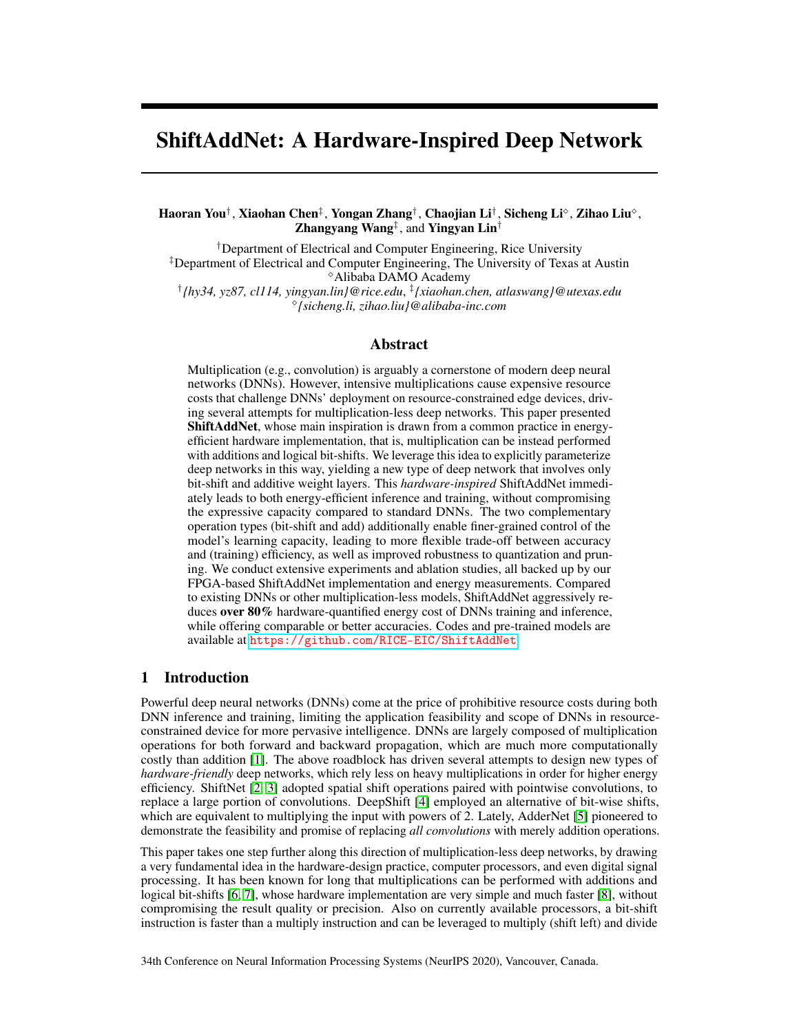# ShiftAddNet: A Hardware-Inspired Deep Network

**Haoran You**[†], **Xiaohan Chen**[‡], **Yongan Zhang**[†], **Chaojian Li**[†], **Sicheng Li**[⋄], **Zihao Liu**[⋄], **Zhangyang Wang**[‡], and **Yingyan Lin**[†]

[†]Department of Electrical and Computer Engineering, Rice University
[‡]Department of Electrical and Computer Engineering, The University of Texas at Austin
[⋄]Alibaba DAMO Academy
[†]*{hy34, yz87, cl114, yingyan.lin}@rice.edu*, [‡]*{xiaohan.chen, atlaswang}@utexas.edu*
[⋄]*{sicheng.li, zihao.liu}@alibaba-inc.com*

## Abstract

Multiplication (e.g., convolution) is arguably a cornerstone of modern deep neural networks (DNNs). However, intensive multiplications cause expensive resource costs that challenge DNNs' deployment on resource-constrained edge devices, driving several attempts for multiplication-less deep networks. This paper presented **ShiftAddNet**, whose main inspiration is drawn from a common practice in energy-efficient hardware implementation, that is, multiplication can be instead performed with additions and logical bit-shifts. We leverage this idea to explicitly parameterize deep networks in this way, yielding a new type of deep network that involves only bit-shift and additive weight layers. This *hardware-inspired* ShiftAddNet immediately leads to both energy-efficient inference and training, without compromising the expressive capacity compared to standard DNNs. The two complementary operation types (bit-shift and add) additionally enable finer-grained control of the model's learning capacity, leading to more flexible trade-off between accuracy and (training) efficiency, as well as improved robustness to quantization and pruning. We conduct extensive experiments and ablation studies, all backed up by our FPGA-based ShiftAddNet implementation and energy measurements. Compared to existing DNNs or other multiplication-less models, ShiftAddNet aggressively reduces **over 80%** hardware-quantified energy cost of DNNs training and inference, while offering comparable or better accuracies. Codes and pre-trained models are available at https://github.com/RICE-EIC/ShiftAddNet.

## 1 Introduction

Powerful deep neural networks (DNNs) come at the price of prohibitive resource costs during both DNN inference and training, limiting the application feasibility and scope of DNNs in resource-constrained device for more pervasive intelligence. DNNs are largely composed of multiplication operations for both forward and backward propagation, which are much more computationally costly than addition [1]. The above roadblock has driven several attempts to design new types of *hardware-friendly* deep networks, which rely less on heavy multiplications in order for higher energy efficiency. ShiftNet [2, 3] adopted spatial shift operations paired with pointwise convolutions, to replace a large portion of convolutions. DeepShift [4] employed an alternative of bit-wise shifts, which are equivalent to multiplying the input with powers of 2. Lately, AdderNet [5] pioneered to demonstrate the feasibility and promise of replacing *all convolutions* with merely addition operations.

This paper takes one step further along this direction of multiplication-less deep networks, by drawing a very fundamental idea in the hardware-design practice, computer processors, and even digital signal processing. It has been known for long that multiplications can be performed with additions and logical bit-shifts [6, 7], whose hardware implementation are very simple and much faster [8], without compromising the result quality or precision. Also on currently available processors, a bit-shift instruction is faster than a multiply instruction and can be leveraged to multiply (shift left) and divide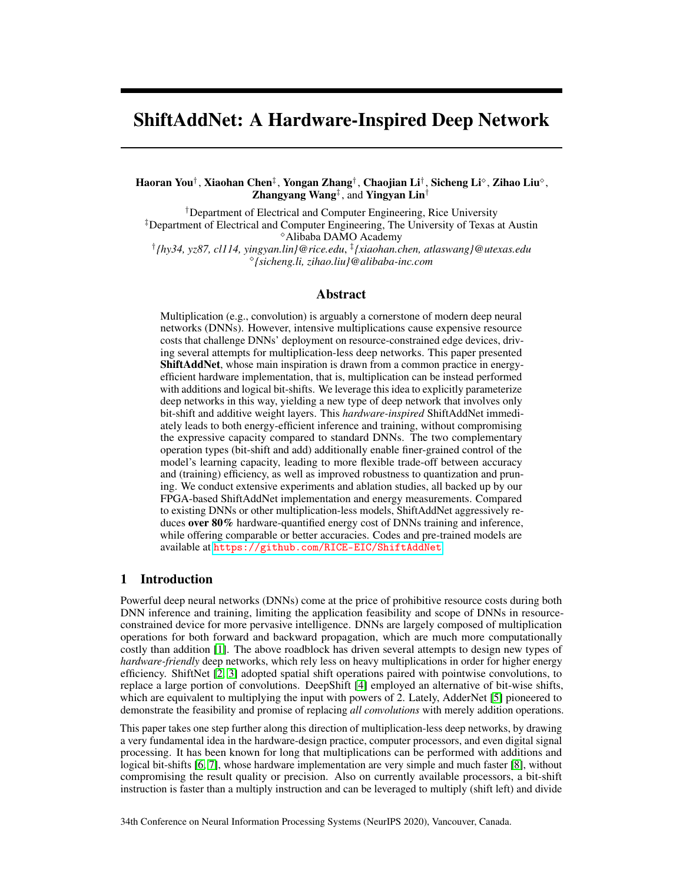# ShiftAddNet: A Hardware-Inspired Deep Network

**Haoran You**[†], **Xiaohan Chen**[‡], **Yongan Zhang**[†], **Chaojian Li**[†], **Sicheng Li**[◇], **Zihao Liu**[◇], **Zhangyang Wang**[‡], and **Yingyan Lin**[†]

[†]Department of Electrical and Computer Engineering, Rice University
[‡]Department of Electrical and Computer Engineering, The University of Texas at Austin
[◇]Alibaba DAMO Academy
[†]*{hy34, yz87, cl114, yingyan.lin}@rice.edu*, [‡]*{xiaohan.chen, atlaswang}@utexas.edu*
[◇]*{sicheng.li, zihao.liu}@alibaba-inc.com*

## Abstract

Multiplication (e.g., convolution) is arguably a cornerstone of modern deep neural networks (DNNs). However, intensive multiplications cause expensive resource costs that challenge DNNs' deployment on resource-constrained edge devices, driving several attempts for multiplication-less deep networks. This paper presented **ShiftAddNet**, whose main inspiration is drawn from a common practice in energy-efficient hardware implementation, that is, multiplication can be instead performed with additions and logical bit-shifts. We leverage this idea to explicitly parameterize deep networks in this way, yielding a new type of deep network that involves only bit-shift and additive weight layers. This *hardware-inspired* ShiftAddNet immediately leads to both energy-efficient inference and training, without compromising the expressive capacity compared to standard DNNs. The two complementary operation types (bit-shift and add) additionally enable finer-grained control of the model's learning capacity, leading to more flexible trade-off between accuracy and (training) efficiency, as well as improved robustness to quantization and pruning. We conduct extensive experiments and ablation studies, all backed up by our FPGA-based ShiftAddNet implementation and energy measurements. Compared to existing DNNs or other multiplication-less models, ShiftAddNet aggressively reduces **over 80%** hardware-quantified energy cost of DNNs training and inference, while offering comparable or better accuracies. Codes and pre-trained models are available at https://github.com/RICE-EIC/ShiftAddNet.

## 1 Introduction

Powerful deep neural networks (DNNs) come at the price of prohibitive resource costs during both DNN inference and training, limiting the application feasibility and scope of DNNs in resource-constrained device for more pervasive intelligence. DNNs are largely composed of multiplication operations for both forward and backward propagation, which are much more computationally costly than addition [1]. The above roadblock has driven several attempts to design new types of *hardware-friendly* deep networks, which rely less on heavy multiplications in order for higher energy efficiency. ShiftNet [2, 3] adopted spatial shift operations paired with pointwise convolutions, to replace a large portion of convolutions. DeepShift [4] employed an alternative of bit-wise shifts, which are equivalent to multiplying the input with powers of 2. Lately, AdderNet [5] pioneered to demonstrate the feasibility and promise of replacing *all convolutions* with merely addition operations.

This paper takes one step further along this direction of multiplication-less deep networks, by drawing a very fundamental idea in the hardware-design practice, computer processors, and even digital signal processing. It has been known for long that multiplications can be performed with additions and logical bit-shifts [6, 7], whose hardware implementation are very simple and much faster [8], without compromising the result quality or precision. Also on currently available processors, a bit-shift instruction is faster than a multiply instruction and can be leveraged to multiply (shift left) and divide

34th Conference on Neural Information Processing Systems (NeurIPS 2020), Vancouver, Canada.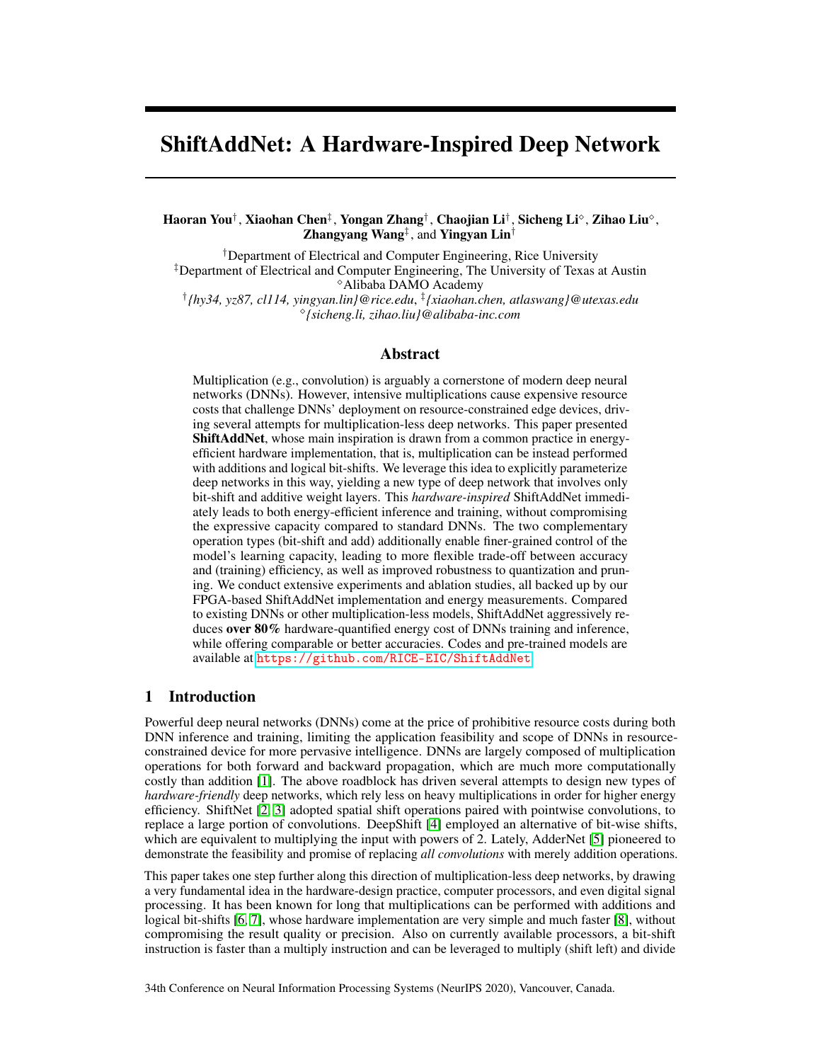# ShiftAddNet: A Hardware-Inspired Deep Network

**Haoran You**[†], **Xiaohan Chen**[‡], **Yongan Zhang**[†], **Chaojian Li**[†], **Sicheng Li**[⋄], **Zihao Liu**[⋄], **Zhangyang Wang**[‡], and **Yingyan Lin**[†]

[†]Department of Electrical and Computer Engineering, Rice University
[‡]Department of Electrical and Computer Engineering, The University of Texas at Austin
[⋄]Alibaba DAMO Academy
[†]*{hy34, yz87, cl114, yingyan.lin}@rice.edu*, [‡]*{xiaohan.chen, atlaswang}@utexas.edu*
[⋄]*{sicheng.li, zihao.liu}@alibaba-inc.com*

## Abstract

Multiplication (e.g., convolution) is arguably a cornerstone of modern deep neural networks (DNNs). However, intensive multiplications cause expensive resource costs that challenge DNNs' deployment on resource-constrained edge devices, driving several attempts for multiplication-less deep networks. This paper presented **ShiftAddNet**, whose main inspiration is drawn from a common practice in energy-efficient hardware implementation, that is, multiplication can be instead performed with additions and logical bit-shifts. We leverage this idea to explicitly parameterize deep networks in this way, yielding a new type of deep network that involves only bit-shift and additive weight layers. This *hardware-inspired* ShiftAddNet immediately leads to both energy-efficient inference and training, without compromising the expressive capacity compared to standard DNNs. The two complementary operation types (bit-shift and add) additionally enable finer-grained control of the model's learning capacity, leading to more flexible trade-off between accuracy and (training) efficiency, as well as improved robustness to quantization and pruning. We conduct extensive experiments and ablation studies, all backed up by our FPGA-based ShiftAddNet implementation and energy measurements. Compared to existing DNNs or other multiplication-less models, ShiftAddNet aggressively reduces **over 80%** hardware-quantified energy cost of DNNs training and inference, while offering comparable or better accuracies. Codes and pre-trained models are available at https://github.com/RICE-EIC/ShiftAddNet.

## 1 Introduction

Powerful deep neural networks (DNNs) come at the price of prohibitive resource costs during both DNN inference and training, limiting the application feasibility and scope of DNNs in resource-constrained device for more pervasive intelligence. DNNs are largely composed of multiplication operations for both forward and backward propagation, which are much more computationally costly than addition [1]. The above roadblock has driven several attempts to design new types of *hardware-friendly* deep networks, which rely less on heavy multiplications in order for higher energy efficiency. ShiftNet [2, 3] adopted spatial shift operations paired with pointwise convolutions, to replace a large portion of convolutions. DeepShift [4] employed an alternative of bit-wise shifts, which are equivalent to multiplying the input with powers of 2. Lately, AdderNet [5] pioneered to demonstrate the feasibility and promise of replacing *all convolutions* with merely addition operations.

This paper takes one step further along this direction of multiplication-less deep networks, by drawing a very fundamental idea in the hardware-design practice, computer processors, and even digital signal processing. It has been known for long that multiplications can be performed with additions and logical bit-shifts [6, 7], whose hardware implementation are very simple and much faster [8], without compromising the result quality or precision. Also on currently available processors, a bit-shift instruction is faster than a multiply instruction and can be leveraged to multiply (shift left) and divide

34th Conference on Neural Information Processing Systems (NeurIPS 2020), Vancouver, Canada.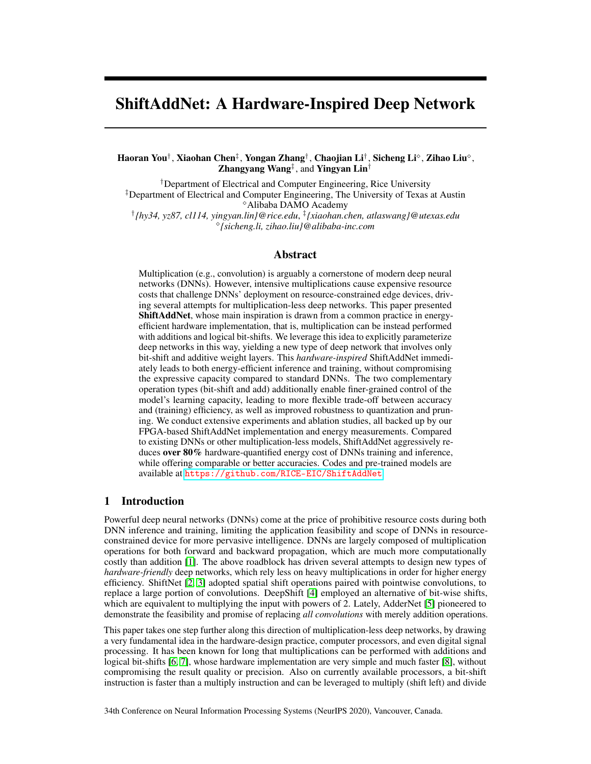# ShiftAddNet: A Hardware-Inspired Deep Network

**Haoran You**[†], **Xiaohan Chen**[‡], **Yongan Zhang**[†], **Chaojian Li**[†], **Sicheng Li**[◇], **Zihao Liu**[◇], **Zhangyang Wang**[‡], and **Yingyan Lin**[†]

[†]Department of Electrical and Computer Engineering, Rice University
[‡]Department of Electrical and Computer Engineering, The University of Texas at Austin
[◇]Alibaba DAMO Academy
[†]*{hy34, yz87, cl114, yingyan.lin}@rice.edu*, [‡]*{xiaohan.chen, atlaswang}@utexas.edu*
[◇]*{sicheng.li, zihao.liu}@alibaba-inc.com*

## Abstract

Multiplication (e.g., convolution) is arguably a cornerstone of modern deep neural networks (DNNs). However, intensive multiplications cause expensive resource costs that challenge DNNs' deployment on resource-constrained edge devices, driving several attempts for multiplication-less deep networks. This paper presented **ShiftAddNet**, whose main inspiration is drawn from a common practice in energy-efficient hardware implementation, that is, multiplication can be instead performed with additions and logical bit-shifts. We leverage this idea to explicitly parameterize deep networks in this way, yielding a new type of deep network that involves only bit-shift and additive weight layers. This *hardware-inspired* ShiftAddNet immediately leads to both energy-efficient inference and training, without compromising the expressive capacity compared to standard DNNs. The two complementary operation types (bit-shift and add) additionally enable finer-grained control of the model's learning capacity, leading to more flexible trade-off between accuracy and (training) efficiency, as well as improved robustness to quantization and pruning. We conduct extensive experiments and ablation studies, all backed up by our FPGA-based ShiftAddNet implementation and energy measurements. Compared to existing DNNs or other multiplication-less models, ShiftAddNet aggressively reduces **over 80%** hardware-quantified energy cost of DNNs training and inference, while offering comparable or better accuracies. Codes and pre-trained models are available at https://github.com/RICE-EIC/ShiftAddNet.

## 1 Introduction

Powerful deep neural networks (DNNs) come at the price of prohibitive resource costs during both DNN inference and training, limiting the application feasibility and scope of DNNs in resource-constrained device for more pervasive intelligence. DNNs are largely composed of multiplication operations for both forward and backward propagation, which are much more computationally costly than addition [1]. The above roadblock has driven several attempts to design new types of *hardware-friendly* deep networks, which rely less on heavy multiplications in order for higher energy efficiency. ShiftNet [2, 3] adopted spatial shift operations paired with pointwise convolutions, to replace a large portion of convolutions. DeepShift [4] employed an alternative of bit-wise shifts, which are equivalent to multiplying the input with powers of 2. Lately, AdderNet [5] pioneered to demonstrate the feasibility and promise of replacing *all convolutions* with merely addition operations.

This paper takes one step further along this direction of multiplication-less deep networks, by drawing a very fundamental idea in the hardware-design practice, computer processors, and even digital signal processing. It has been known for long that multiplications can be performed with additions and logical bit-shifts [6, 7], whose hardware implementation are very simple and much faster [8], without compromising the result quality or precision. Also on currently available processors, a bit-shift instruction is faster than a multiply instruction and can be leveraged to multiply (shift left) and divide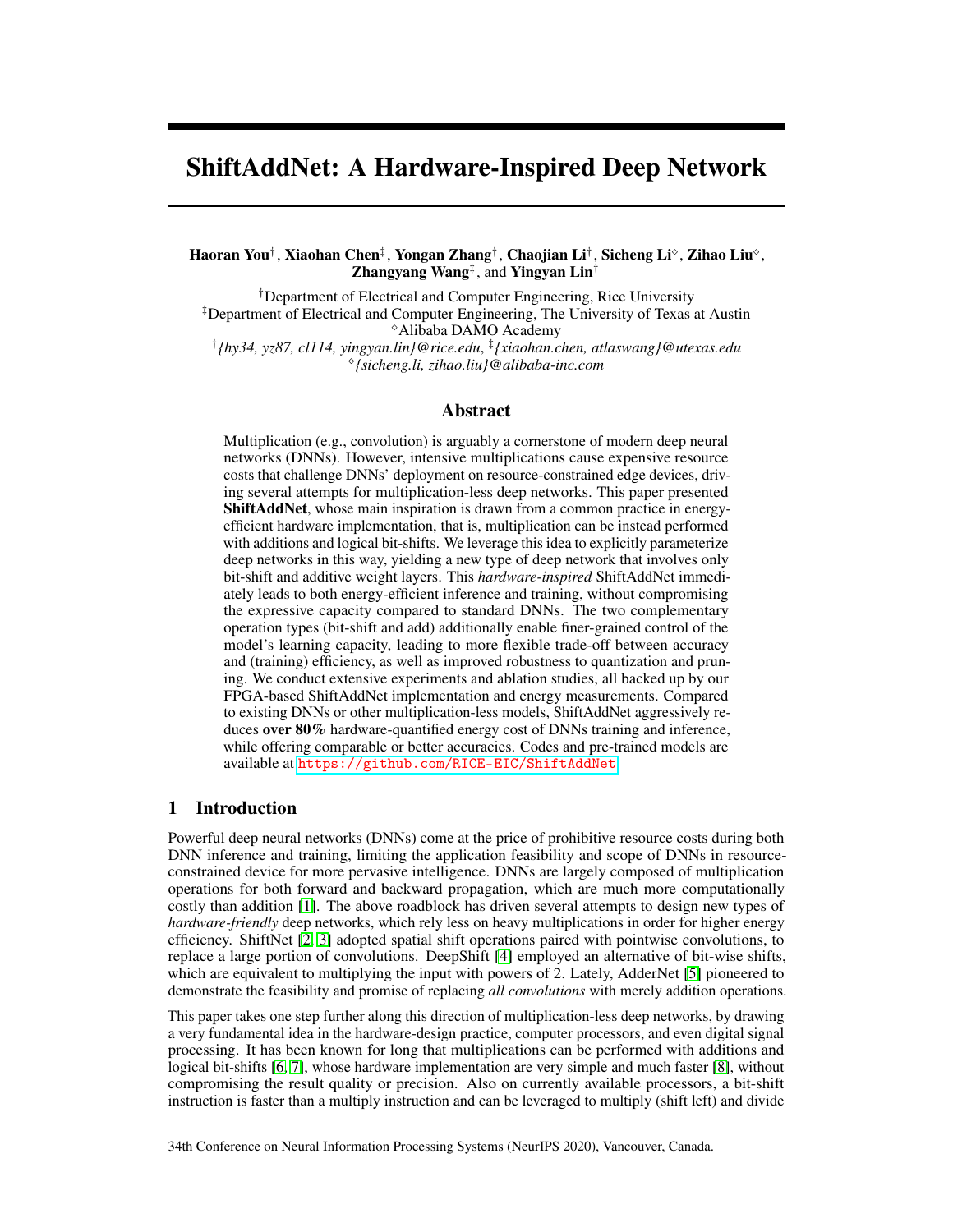# ShiftAddNet: A Hardware-Inspired Deep Network

**Haoran You**[†], **Xiaohan Chen**[‡], **Yongan Zhang**[†], **Chaojian Li**[†], **Sicheng Li**[◇], **Zihao Liu**[◇], **Zhangyang Wang**[‡], and **Yingyan Lin**[†]

[†]Department of Electrical and Computer Engineering, Rice University
[‡]Department of Electrical and Computer Engineering, The University of Texas at Austin
[◇]Alibaba DAMO Academy
[†]*{hy34, yz87, cl114, yingyan.lin}@rice.edu*, [‡]*{xiaohan.chen, atlaswang}@utexas.edu*
[◇]*{sicheng.li, zihao.liu}@alibaba-inc.com*

## Abstract

Multiplication (e.g., convolution) is arguably a cornerstone of modern deep neural networks (DNNs). However, intensive multiplications cause expensive resource costs that challenge DNNs' deployment on resource-constrained edge devices, driving several attempts for multiplication-less deep networks. This paper presented **ShiftAddNet**, whose main inspiration is drawn from a common practice in energy-efficient hardware implementation, that is, multiplication can be instead performed with additions and logical bit-shifts. We leverage this idea to explicitly parameterize deep networks in this way, yielding a new type of deep network that involves only bit-shift and additive weight layers. This *hardware-inspired* ShiftAddNet immediately leads to both energy-efficient inference and training, without compromising the expressive capacity compared to standard DNNs. The two complementary operation types (bit-shift and add) additionally enable finer-grained control of the model's learning capacity, leading to more flexible trade-off between accuracy and (training) efficiency, as well as improved robustness to quantization and pruning. We conduct extensive experiments and ablation studies, all backed up by our FPGA-based ShiftAddNet implementation and energy measurements. Compared to existing DNNs or other multiplication-less models, ShiftAddNet aggressively reduces **over 80%** hardware-quantified energy cost of DNNs training and inference, while offering comparable or better accuracies. Codes and pre-trained models are available at https://github.com/RICE-EIC/ShiftAddNet.

## 1 Introduction

Powerful deep neural networks (DNNs) come at the price of prohibitive resource costs during both DNN inference and training, limiting the application feasibility and scope of DNNs in resource-constrained device for more pervasive intelligence. DNNs are largely composed of multiplication operations for both forward and backward propagation, which are much more computationally costly than addition [1]. The above roadblock has driven several attempts to design new types of *hardware-friendly* deep networks, which rely less on heavy multiplications in order for higher energy efficiency. ShiftNet [2, 3] adopted spatial shift operations paired with pointwise convolutions, to replace a large portion of convolutions. DeepShift [4] employed an alternative of bit-wise shifts, which are equivalent to multiplying the input with powers of 2. Lately, AdderNet [5] pioneered to demonstrate the feasibility and promise of replacing *all convolutions* with merely addition operations.

This paper takes one step further along this direction of multiplication-less deep networks, by drawing a very fundamental idea in the hardware-design practice, computer processors, and even digital signal processing. It has been known for long that multiplications can be performed with additions and logical bit-shifts [6, 7], whose hardware implementation are very simple and much faster [8], without compromising the result quality or precision. Also on currently available processors, a bit-shift instruction is faster than a multiply instruction and can be leveraged to multiply (shift left) and divide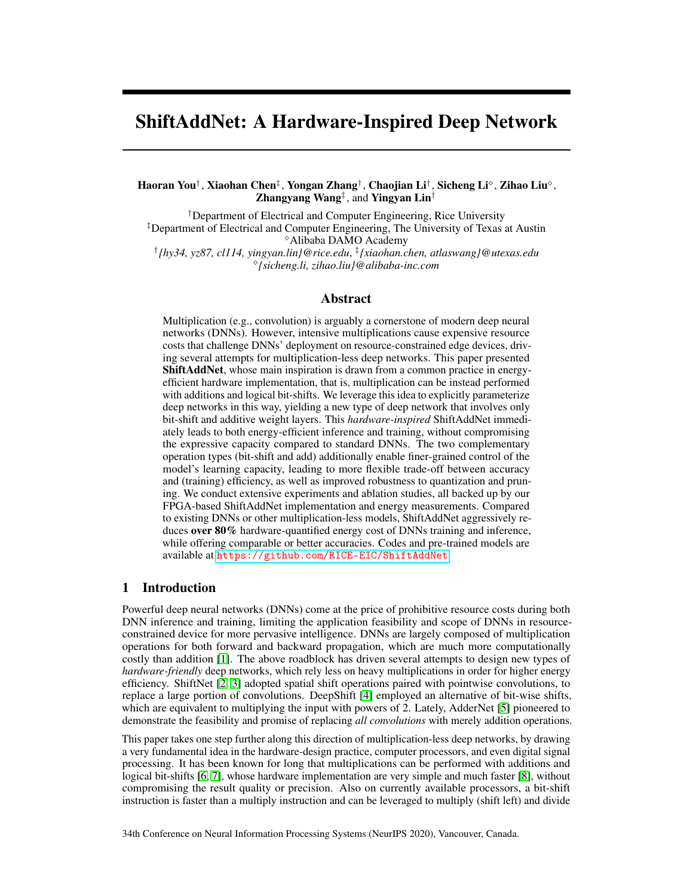# ShiftAddNet: A Hardware-Inspired Deep Network

**Haoran You**[†], **Xiaohan Chen**[‡], **Yongan Zhang**[†], **Chaojian Li**[†], **Sicheng Li**[⋄], **Zihao Liu**[⋄], **Zhangyang Wang**[‡], and **Yingyan Lin**[†]

[†]Department of Electrical and Computer Engineering, Rice University
[‡]Department of Electrical and Computer Engineering, The University of Texas at Austin
[⋄]Alibaba DAMO Academy
[†]*{hy34, yz87, cl114, yingyan.lin}@rice.edu*, [‡]*{xiaohan.chen, atlaswang}@utexas.edu*
[⋄]*{sicheng.li, zihao.liu}@alibaba-inc.com*

## Abstract

Multiplication (e.g., convolution) is arguably a cornerstone of modern deep neural networks (DNNs). However, intensive multiplications cause expensive resource costs that challenge DNNs' deployment on resource-constrained edge devices, driving several attempts for multiplication-less deep networks. This paper presented **ShiftAddNet**, whose main inspiration is drawn from a common practice in energy-efficient hardware implementation, that is, multiplication can be instead performed with additions and logical bit-shifts. We leverage this idea to explicitly parameterize deep networks in this way, yielding a new type of deep network that involves only bit-shift and additive weight layers. This *hardware-inspired* ShiftAddNet immediately leads to both energy-efficient inference and training, without compromising the expressive capacity compared to standard DNNs. The two complementary operation types (bit-shift and add) additionally enable finer-grained control of the model's learning capacity, leading to more flexible trade-off between accuracy and (training) efficiency, as well as improved robustness to quantization and pruning. We conduct extensive experiments and ablation studies, all backed up by our FPGA-based ShiftAddNet implementation and energy measurements. Compared to existing DNNs or other multiplication-less models, ShiftAddNet aggressively reduces **over 80%** hardware-quantified energy cost of DNNs training and inference, while offering comparable or better accuracies. Codes and pre-trained models are available at https://github.com/RICE-EIC/ShiftAddNet.

## 1 Introduction

Powerful deep neural networks (DNNs) come at the price of prohibitive resource costs during both DNN inference and training, limiting the application feasibility and scope of DNNs in resource-constrained device for more pervasive intelligence. DNNs are largely composed of multiplication operations for both forward and backward propagation, which are much more computationally costly than addition [1]. The above roadblock has driven several attempts to design new types of *hardware-friendly* deep networks, which rely less on heavy multiplications in order for higher energy efficiency. ShiftNet [2, 3] adopted spatial shift operations paired with pointwise convolutions, to replace a large portion of convolutions. DeepShift [4] employed an alternative of bit-wise shifts, which are equivalent to multiplying the input with powers of 2. Lately, AdderNet [5] pioneered to demonstrate the feasibility and promise of replacing *all convolutions* with merely addition operations.

This paper takes one step further along this direction of multiplication-less deep networks, by drawing a very fundamental idea in the hardware-design practice, computer processors, and even digital signal processing. It has been known for long that multiplications can be performed with additions and logical bit-shifts [6, 7], whose hardware implementation are very simple and much faster [8], without compromising the result quality or precision. Also on currently available processors, a bit-shift instruction is faster than a multiply instruction and can be leveraged to multiply (shift left) and divide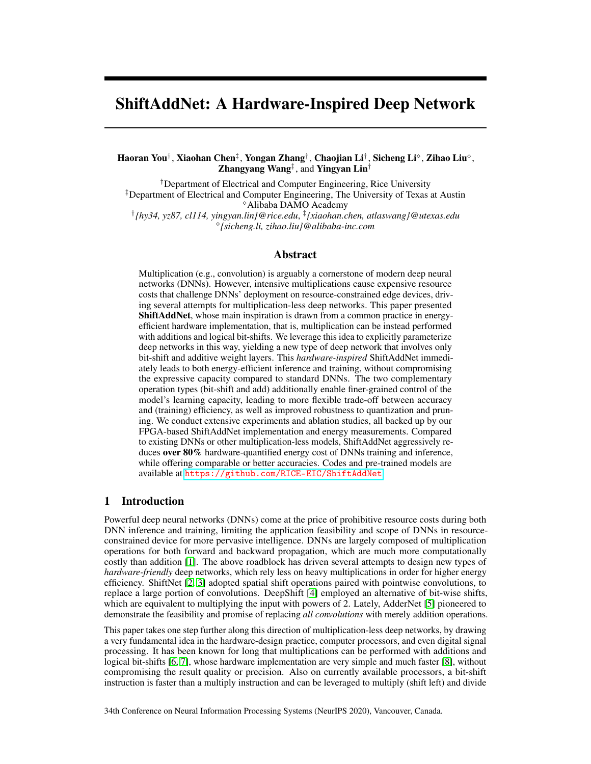# ShiftAddNet: A Hardware-Inspired Deep Network

**Haoran You**[†], **Xiaohan Chen**[‡], **Yongan Zhang**[†], **Chaojian Li**[†], **Sicheng Li**[◇], **Zihao Liu**[◇], **Zhangyang Wang**[‡], and **Yingyan Lin**[†]

[†]Department of Electrical and Computer Engineering, Rice University
[‡]Department of Electrical and Computer Engineering, The University of Texas at Austin
[◇]Alibaba DAMO Academy
[†]*{hy34, yz87, cl114, yingyan.lin}@rice.edu*, [‡]*{xiaohan.chen, atlaswang}@utexas.edu*
[◇]*{sicheng.li, zihao.liu}@alibaba-inc.com*

## Abstract

Multiplication (e.g., convolution) is arguably a cornerstone of modern deep neural networks (DNNs). However, intensive multiplications cause expensive resource costs that challenge DNNs' deployment on resource-constrained edge devices, driving several attempts for multiplication-less deep networks. This paper presented **ShiftAddNet**, whose main inspiration is drawn from a common practice in energy-efficient hardware implementation, that is, multiplication can be instead performed with additions and logical bit-shifts. We leverage this idea to explicitly parameterize deep networks in this way, yielding a new type of deep network that involves only bit-shift and additive weight layers. This *hardware-inspired* ShiftAddNet immediately leads to both energy-efficient inference and training, without compromising the expressive capacity compared to standard DNNs. The two complementary operation types (bit-shift and add) additionally enable finer-grained control of the model's learning capacity, leading to more flexible trade-off between accuracy and (training) efficiency, as well as improved robustness to quantization and pruning. We conduct extensive experiments and ablation studies, all backed up by our FPGA-based ShiftAddNet implementation and energy measurements. Compared to existing DNNs or other multiplication-less models, ShiftAddNet aggressively reduces **over 80%** hardware-quantified energy cost of DNNs training and inference, while offering comparable or better accuracies. Codes and pre-trained models are available at https://github.com/RICE-EIC/ShiftAddNet.

## 1 Introduction

Powerful deep neural networks (DNNs) come at the price of prohibitive resource costs during both DNN inference and training, limiting the application feasibility and scope of DNNs in resource-constrained device for more pervasive intelligence. DNNs are largely composed of multiplication operations for both forward and backward propagation, which are much more computationally costly than addition [1]. The above roadblock has driven several attempts to design new types of *hardware-friendly* deep networks, which rely less on heavy multiplications in order for higher energy efficiency. ShiftNet [2, 3] adopted spatial shift operations paired with pointwise convolutions, to replace a large portion of convolutions. DeepShift [4] employed an alternative of bit-wise shifts, which are equivalent to multiplying the input with powers of 2. Lately, AdderNet [5] pioneered to demonstrate the feasibility and promise of replacing *all convolutions* with merely addition operations.

This paper takes one step further along this direction of multiplication-less deep networks, by drawing a very fundamental idea in the hardware-design practice, computer processors, and even digital signal processing. It has been known for long that multiplications can be performed with additions and logical bit-shifts [6, 7], whose hardware implementation are very simple and much faster [8], without compromising the result quality or precision. Also on currently available processors, a bit-shift instruction is faster than a multiply instruction and can be leveraged to multiply (shift left) and divide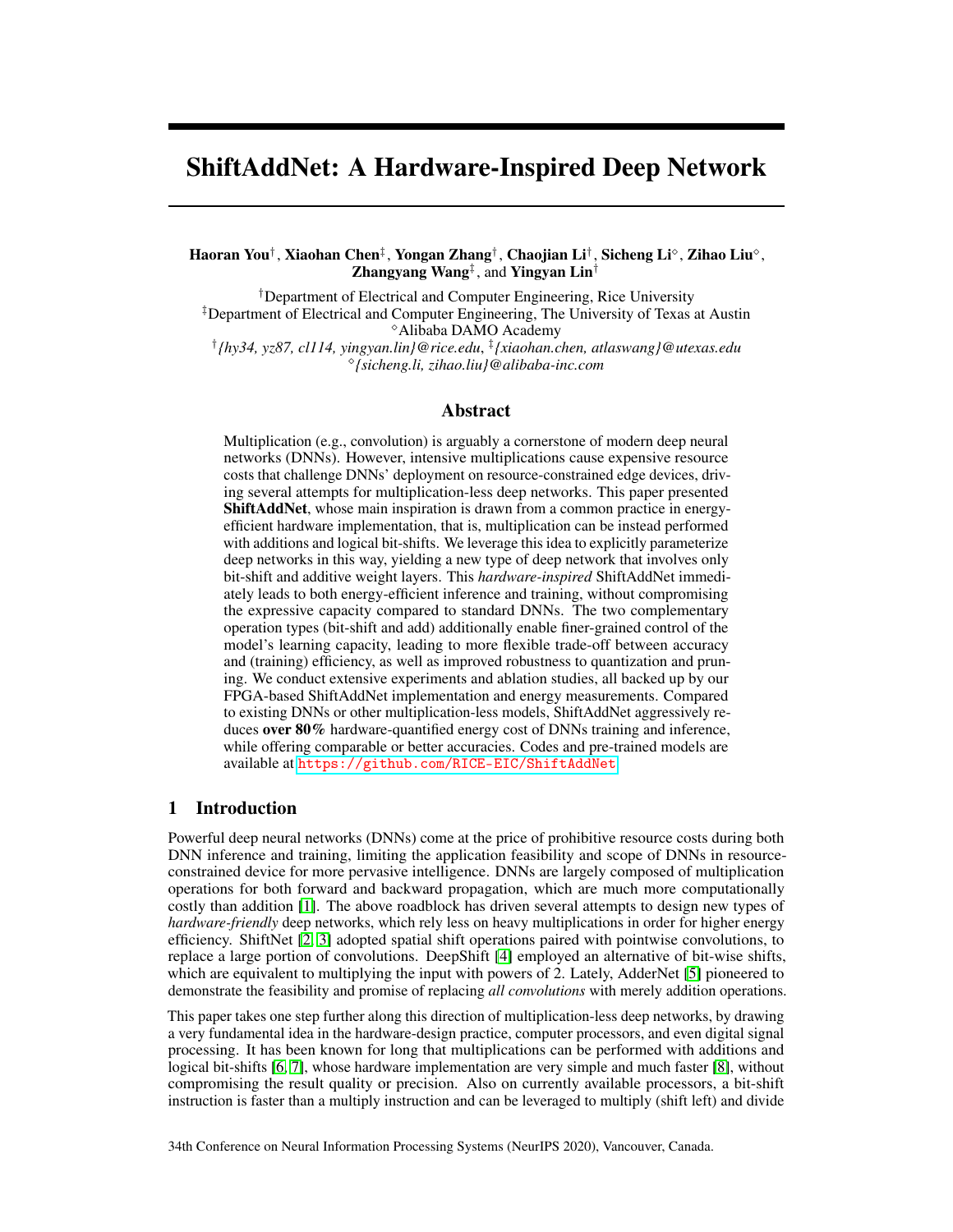# ShiftAddNet: A Hardware-Inspired Deep Network

**Haoran You**[†], **Xiaohan Chen**[‡], **Yongan Zhang**[†], **Chaojian Li**[†], **Sicheng Li**[◇], **Zihao Liu**[◇], **Zhangyang Wang**[‡], and **Yingyan Lin**[†]

[†]Department of Electrical and Computer Engineering, Rice University
[‡]Department of Electrical and Computer Engineering, The University of Texas at Austin
[◇]Alibaba DAMO Academy
[†]*{hy34, yz87, cl114, yingyan.lin}@rice.edu*, [‡]*{xiaohan.chen, atlaswang}@utexas.edu*
[◇]*{sicheng.li, zihao.liu}@alibaba-inc.com*

## Abstract

Multiplication (e.g., convolution) is arguably a cornerstone of modern deep neural networks (DNNs). However, intensive multiplications cause expensive resource costs that challenge DNNs' deployment on resource-constrained edge devices, driving several attempts for multiplication-less deep networks. This paper presented **ShiftAddNet**, whose main inspiration is drawn from a common practice in energy-efficient hardware implementation, that is, multiplication can be instead performed with additions and logical bit-shifts. We leverage this idea to explicitly parameterize deep networks in this way, yielding a new type of deep network that involves only bit-shift and additive weight layers. This *hardware-inspired* ShiftAddNet immediately leads to both energy-efficient inference and training, without compromising the expressive capacity compared to standard DNNs. The two complementary operation types (bit-shift and add) additionally enable finer-grained control of the model's learning capacity, leading to more flexible trade-off between accuracy and (training) efficiency, as well as improved robustness to quantization and pruning. We conduct extensive experiments and ablation studies, all backed up by our FPGA-based ShiftAddNet implementation and energy measurements. Compared to existing DNNs or other multiplication-less models, ShiftAddNet aggressively reduces **over 80%** hardware-quantified energy cost of DNNs training and inference, while offering comparable or better accuracies. Codes and pre-trained models are available at https://github.com/RICE-EIC/ShiftAddNet.

## 1 Introduction

Powerful deep neural networks (DNNs) come at the price of prohibitive resource costs during both DNN inference and training, limiting the application feasibility and scope of DNNs in resource-constrained device for more pervasive intelligence. DNNs are largely composed of multiplication operations for both forward and backward propagation, which are much more computationally costly than addition [1]. The above roadblock has driven several attempts to design new types of *hardware-friendly* deep networks, which rely less on heavy multiplications in order for higher energy efficiency. ShiftNet [2, 3] adopted spatial shift operations paired with pointwise convolutions, to replace a large portion of convolutions. DeepShift [4] employed an alternative of bit-wise shifts, which are equivalent to multiplying the input with powers of 2. Lately, AdderNet [5] pioneered to demonstrate the feasibility and promise of replacing *all convolutions* with merely addition operations.

This paper takes one step further along this direction of multiplication-less deep networks, by drawing a very fundamental idea in the hardware-design practice, computer processors, and even digital signal processing. It has been known for long that multiplications can be performed with additions and logical bit-shifts [6, 7], whose hardware implementation are very simple and much faster [8], without compromising the result quality or precision. Also on currently available processors, a bit-shift instruction is faster than a multiply instruction and can be leveraged to multiply (shift left) and divide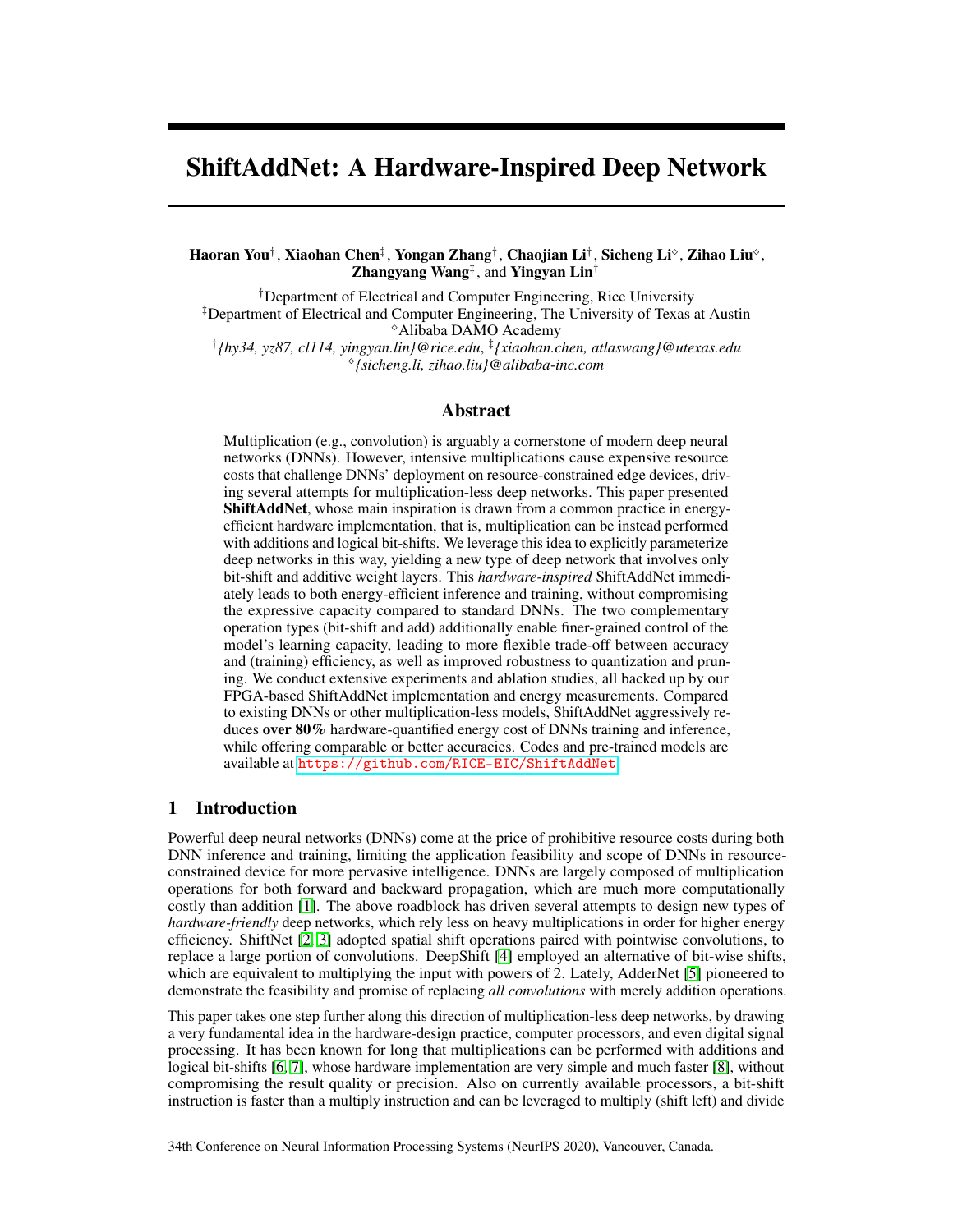# ShiftAddNet: A Hardware-Inspired Deep Network

**Haoran You**[†], **Xiaohan Chen**[‡], **Yongan Zhang**[†], **Chaojian Li**[†], **Sicheng Li**[⋄], **Zihao Liu**[⋄], **Zhangyang Wang**[‡], and **Yingyan Lin**[†]

[†]Department of Electrical and Computer Engineering, Rice University
[‡]Department of Electrical and Computer Engineering, The University of Texas at Austin
[⋄]Alibaba DAMO Academy
[†]*{hy34, yz87, cl114, yingyan.lin}@rice.edu*, [‡]*{xiaohan.chen, atlaswang}@utexas.edu*
[⋄]*{sicheng.li, zihao.liu}@alibaba-inc.com*

## Abstract

Multiplication (e.g., convolution) is arguably a cornerstone of modern deep neural networks (DNNs). However, intensive multiplications cause expensive resource costs that challenge DNNs' deployment on resource-constrained edge devices, driving several attempts for multiplication-less deep networks. This paper presented **ShiftAddNet**, whose main inspiration is drawn from a common practice in energy-efficient hardware implementation, that is, multiplication can be instead performed with additions and logical bit-shifts. We leverage this idea to explicitly parameterize deep networks in this way, yielding a new type of deep network that involves only bit-shift and additive weight layers. This *hardware-inspired* ShiftAddNet immediately leads to both energy-efficient inference and training, without compromising the expressive capacity compared to standard DNNs. The two complementary operation types (bit-shift and add) additionally enable finer-grained control of the model's learning capacity, leading to more flexible trade-off between accuracy and (training) efficiency, as well as improved robustness to quantization and pruning. We conduct extensive experiments and ablation studies, all backed up by our FPGA-based ShiftAddNet implementation and energy measurements. Compared to existing DNNs or other multiplication-less models, ShiftAddNet aggressively reduces **over 80%** hardware-quantified energy cost of DNNs training and inference, while offering comparable or better accuracies. Codes and pre-trained models are available at https://github.com/RICE-EIC/ShiftAddNet.

## 1 Introduction

Powerful deep neural networks (DNNs) come at the price of prohibitive resource costs during both DNN inference and training, limiting the application feasibility and scope of DNNs in resource-constrained device for more pervasive intelligence. DNNs are largely composed of multiplication operations for both forward and backward propagation, which are much more computationally costly than addition [1]. The above roadblock has driven several attempts to design new types of *hardware-friendly* deep networks, which rely less on heavy multiplications in order for higher energy efficiency. ShiftNet [2, 3] adopted spatial shift operations paired with pointwise convolutions, to replace a large portion of convolutions. DeepShift [4] employed an alternative of bit-wise shifts, which are equivalent to multiplying the input with powers of 2. Lately, AdderNet [5] pioneered to demonstrate the feasibility and promise of replacing *all convolutions* with merely addition operations.

This paper takes one step further along this direction of multiplication-less deep networks, by drawing a very fundamental idea in the hardware-design practice, computer processors, and even digital signal processing. It has been known for long that multiplications can be performed with additions and logical bit-shifts [6, 7], whose hardware implementation are very simple and much faster [8], without compromising the result quality or precision. Also on currently available processors, a bit-shift instruction is faster than a multiply instruction and can be leveraged to multiply (shift left) and divide

34th Conference on Neural Information Processing Systems (NeurIPS 2020), Vancouver, Canada.